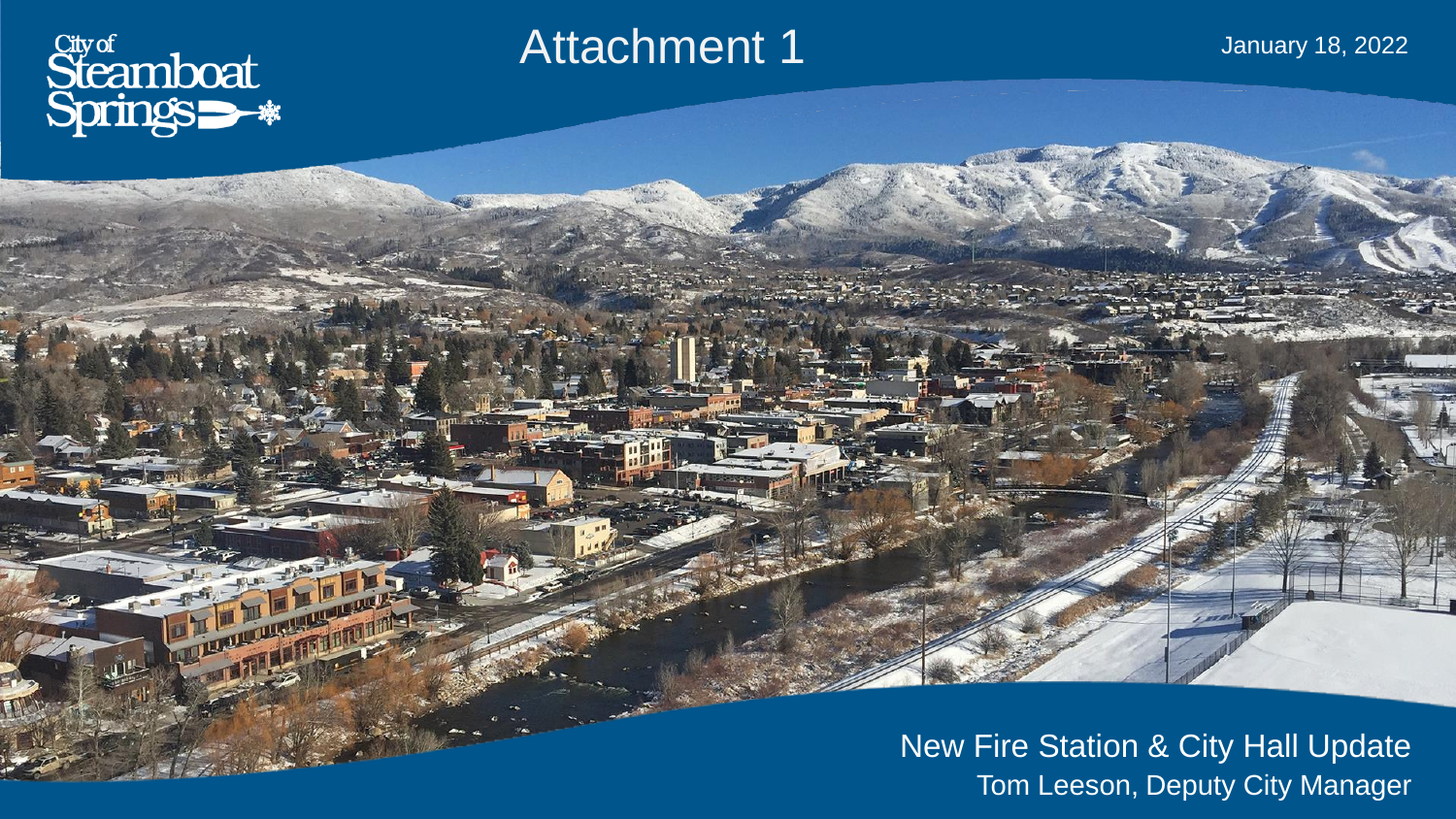City of Steamboat Springs

# Attachment 1

January 18, 2022

New Fire Station & City Hall Update

Tom Leeson, Deputy City Manager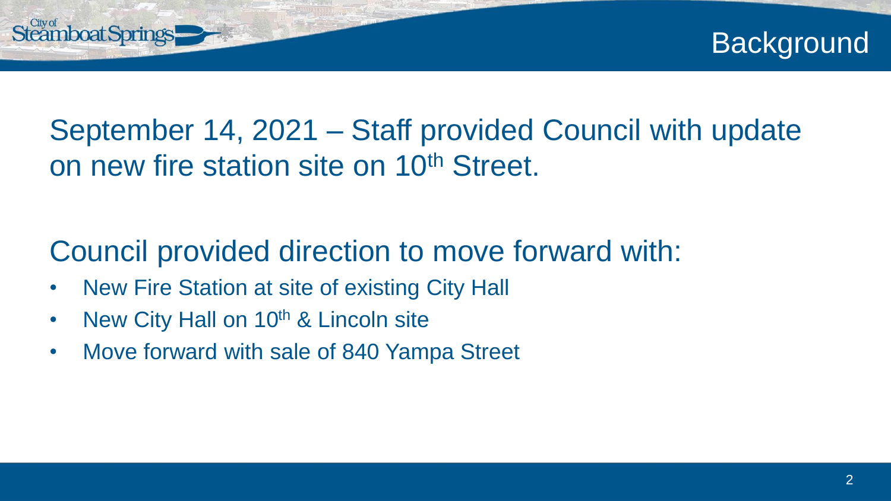# Background

September 14, 2021 – Staff provided Council with update on new fire station site on 10th Street.

Council provided direction to move forward with:

- New Fire Station at site of existing City Hall
- New City Hall on 10th & Lincoln site
- Move forward with sale of 840 Yampa Street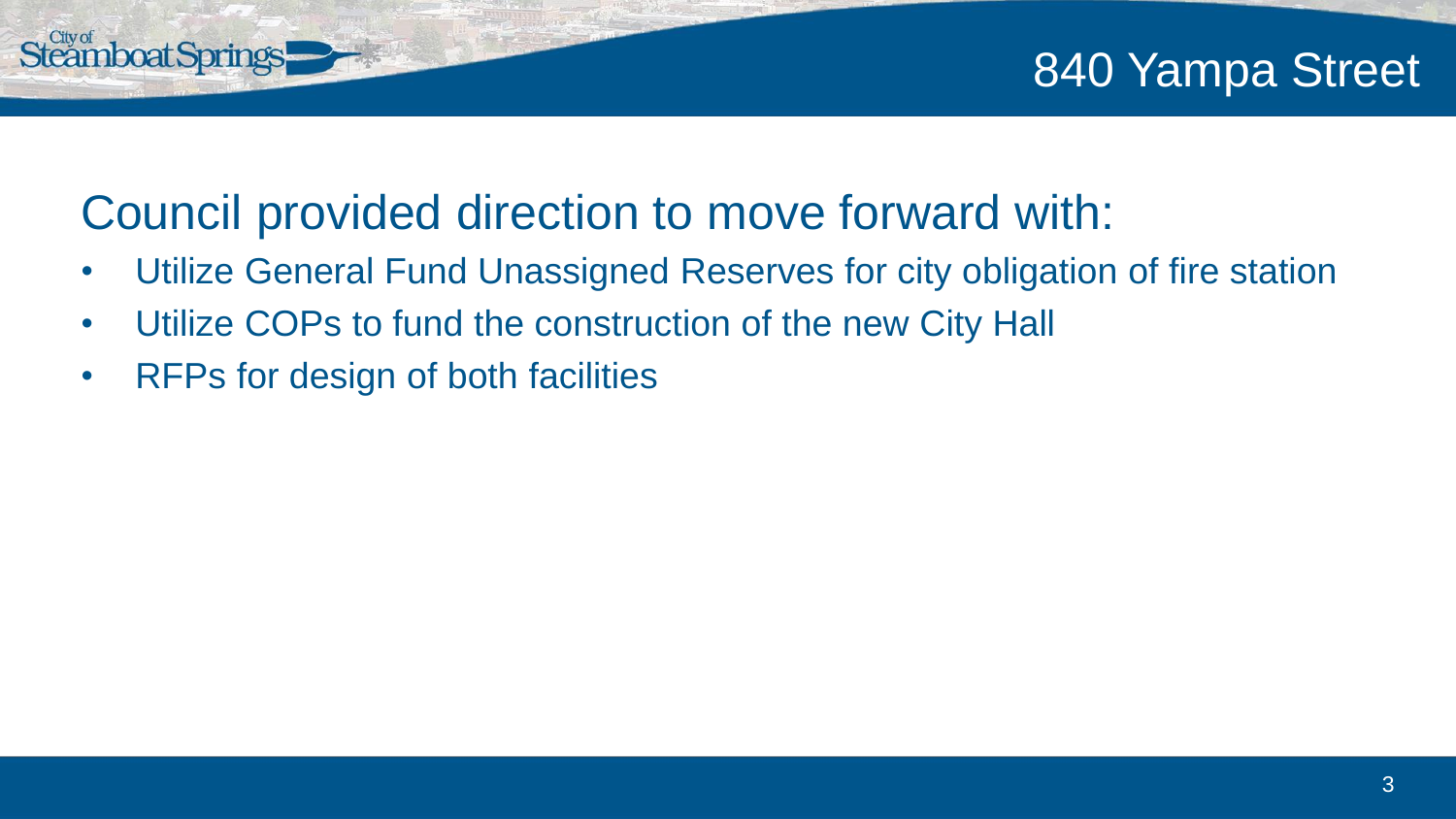# 840 Yampa Street

## Council provided direction to move forward with:

- Utilize General Fund Unassigned Reserves for city obligation of fire station
- Utilize COPs to fund the construction of the new City Hall
- RFPs for design of both facilities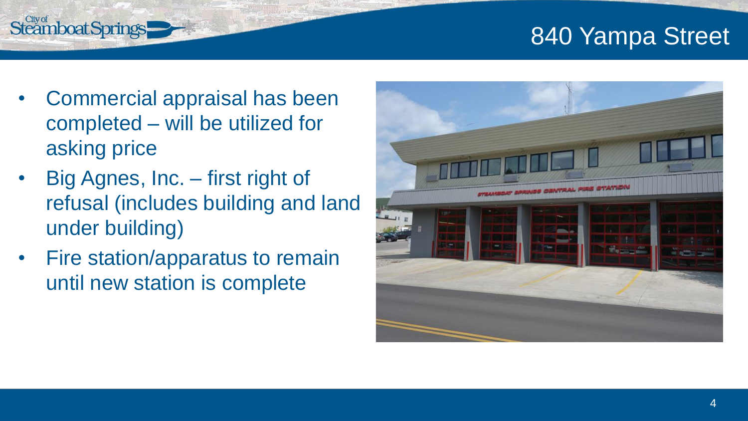# 840 Yampa Street

- Commercial appraisal has been completed – will be utilized for asking price
- Big Agnes, Inc. – first right of refusal (includes building and land under building)
- Fire station/apparatus to remain until new station is complete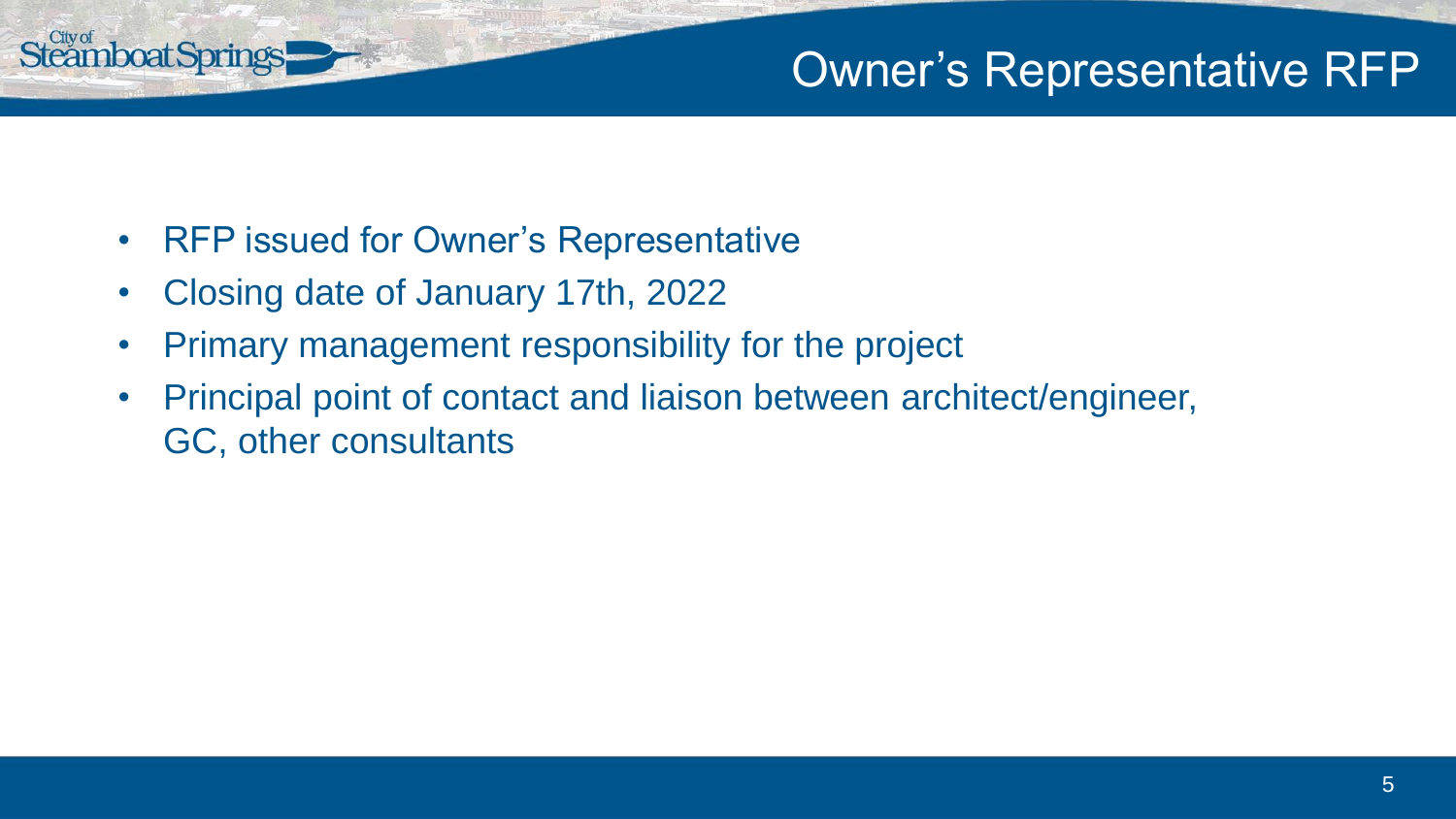# Owner's Representative RFP

- RFP issued for Owner's Representative
- Closing date of January 17th, 2022
- Primary management responsibility for the project
- Principal point of contact and liaison between architect/engineer, GC, other consultants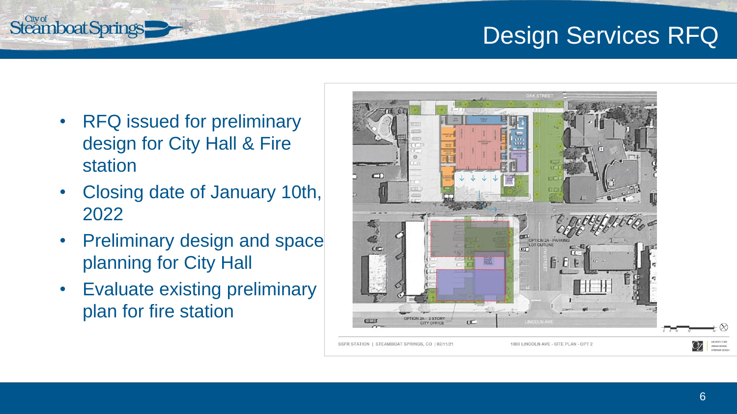# Design Services RFQ

- RFQ issued for preliminary design for City Hall & Fire station
- Closing date of January 10th, 2022
- Preliminary design and space planning for City Hall
- Evaluate existing preliminary plan for fire station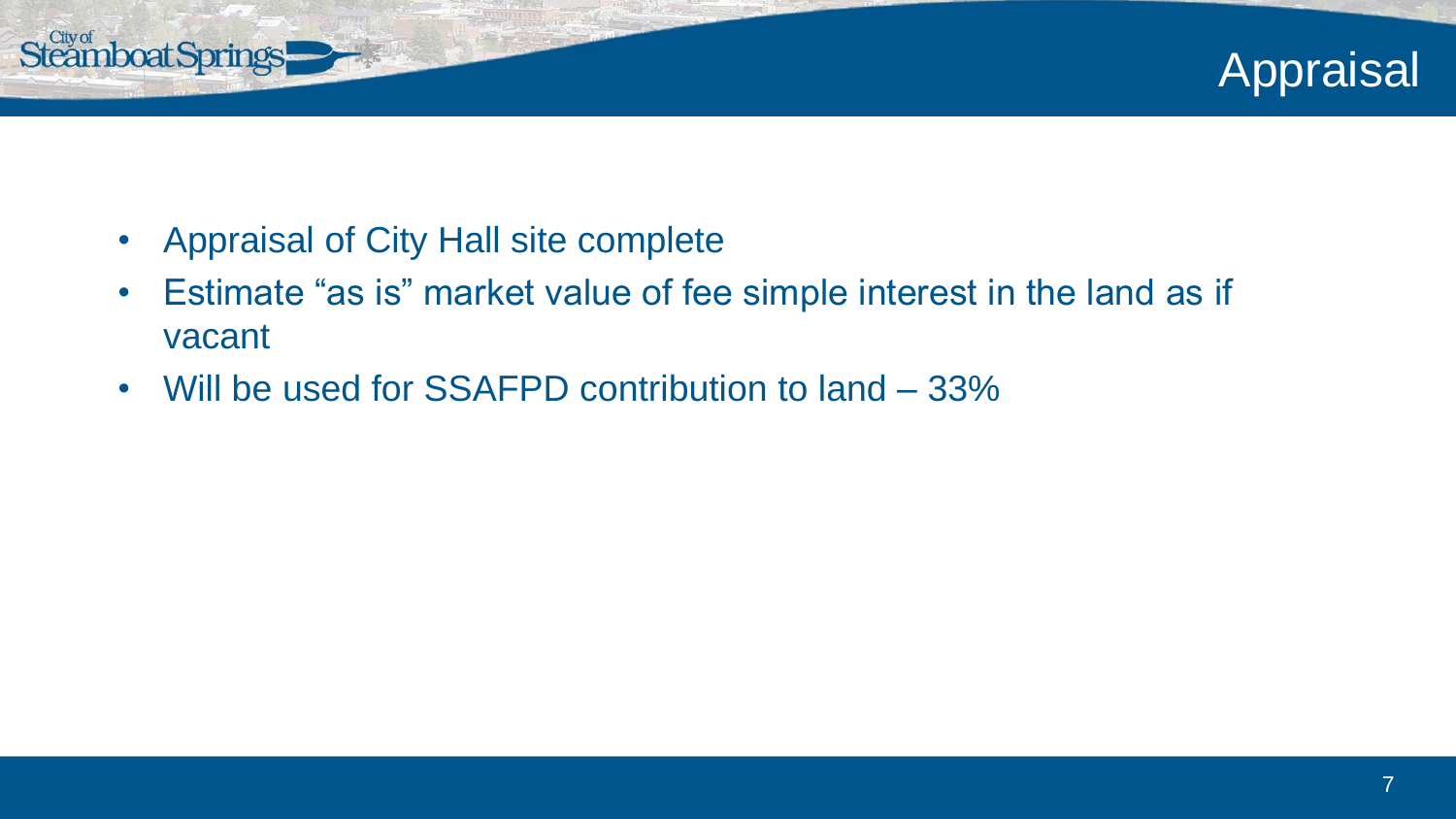# Appraisal

- Appraisal of City Hall site complete
- Estimate "as is" market value of fee simple interest in the land as if vacant
- Will be used for SSAFPD contribution to land – 33%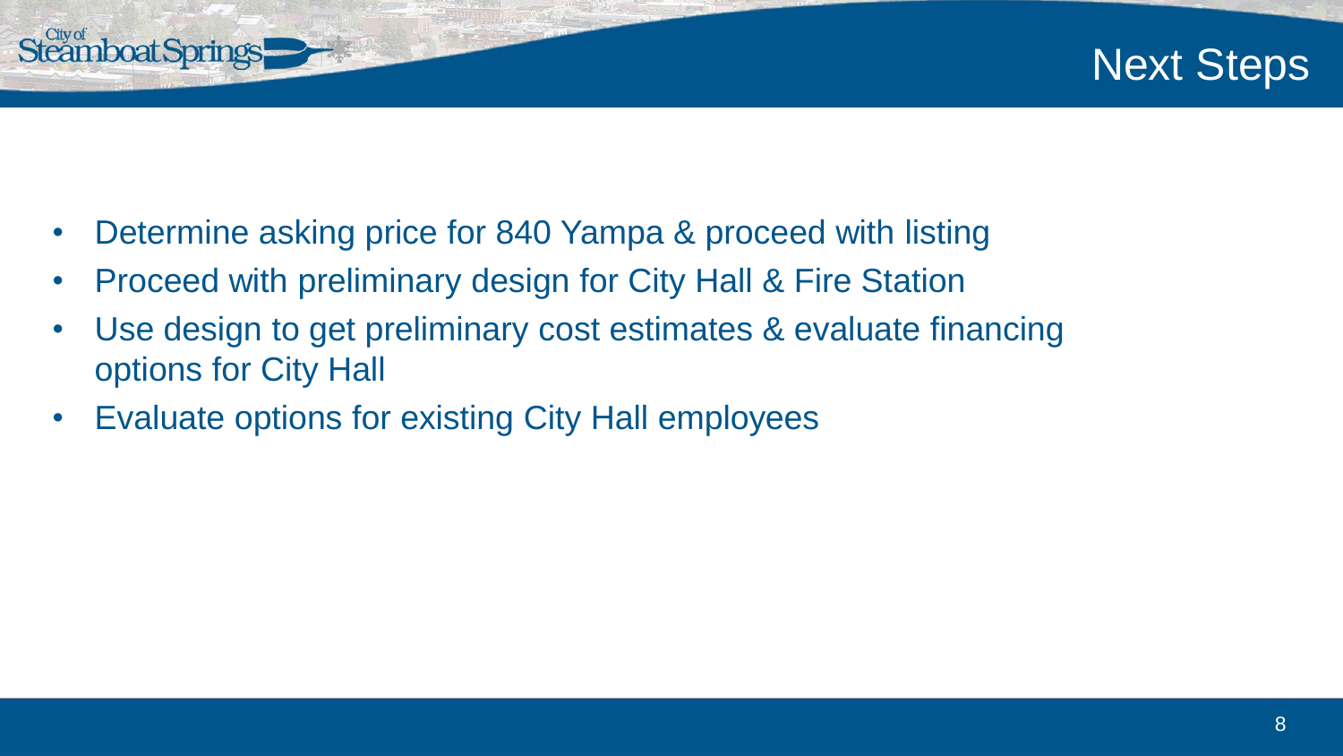# Next Steps

- Determine asking price for 840 Yampa & proceed with listing
- Proceed with preliminary design for City Hall & Fire Station
- Use design to get preliminary cost estimates & evaluate financing options for City Hall
- Evaluate options for existing City Hall employees